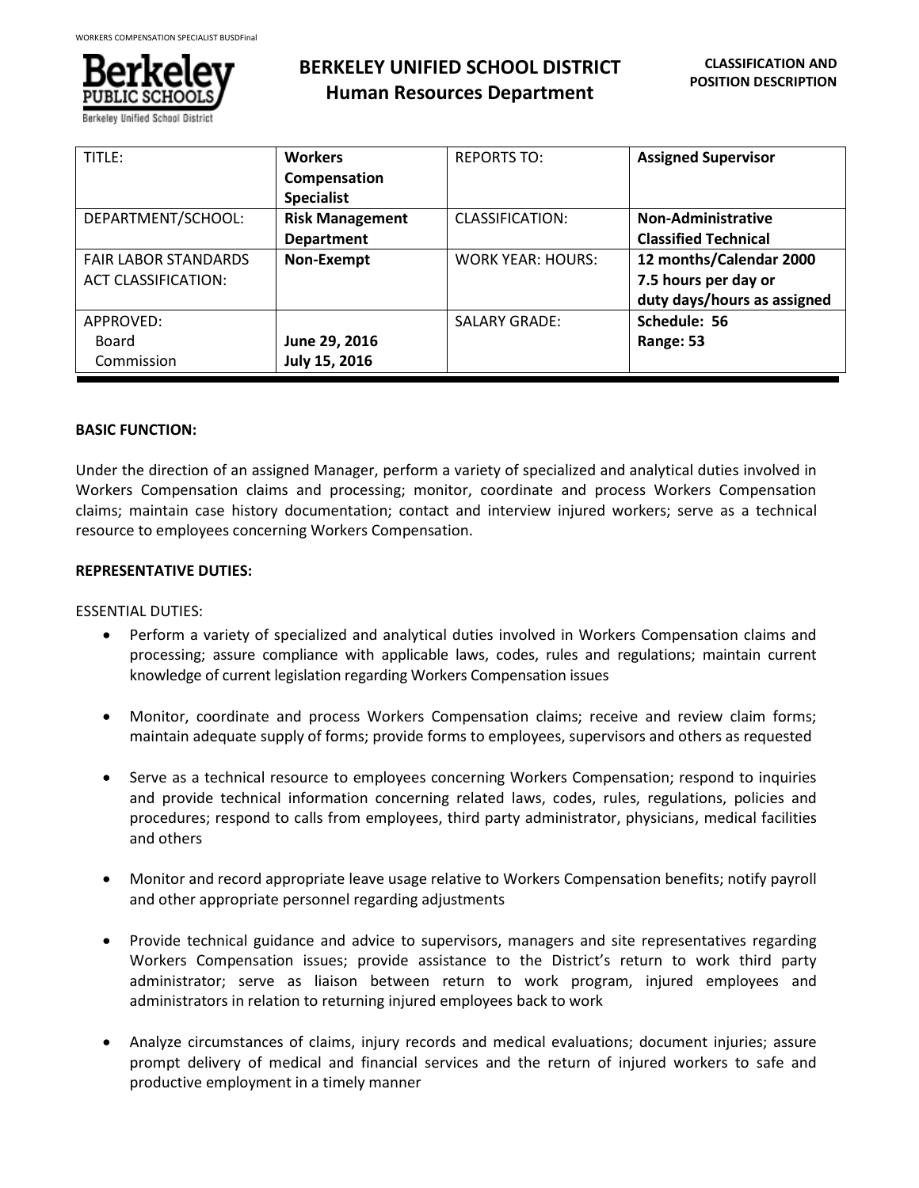# BERKELEY UNIFIED SCHOOL DISTRICT
## Human Resources Department

**CLASSIFICATION AND POSITION DESCRIPTION**

| TITLE: | **Workers Compensation Specialist** | REPORTS TO: | **Assigned Supervisor** |
|---|---|---|---|
| DEPARTMENT/SCHOOL: | **Risk Management Department** | CLASSIFICATION: | **Non-Administrative Classified Technical** |
| FAIR LABOR STANDARDS ACT CLASSIFICATION: | **Non-Exempt** | WORK YEAR: HOURS: | **12 months/Calendar 2000 7.5 hours per day or duty days/hours as assigned** |
| APPROVED: Board Commission | **June 29, 2016 July 15, 2016** | SALARY GRADE: | **Schedule: 56 Range: 53** |

**BASIC FUNCTION:**

Under the direction of an assigned Manager, perform a variety of specialized and analytical duties involved in Workers Compensation claims and processing; monitor, coordinate and process Workers Compensation claims; maintain case history documentation; contact and interview injured workers; serve as a technical resource to employees concerning Workers Compensation.

**REPRESENTATIVE DUTIES:**

ESSENTIAL DUTIES:

- Perform a variety of specialized and analytical duties involved in Workers Compensation claims and processing; assure compliance with applicable laws, codes, rules and regulations; maintain current knowledge of current legislation regarding Workers Compensation issues

- Monitor, coordinate and process Workers Compensation claims; receive and review claim forms; maintain adequate supply of forms; provide forms to employees, supervisors and others as requested

- Serve as a technical resource to employees concerning Workers Compensation; respond to inquiries and provide technical information concerning related laws, codes, rules, regulations, policies and procedures; respond to calls from employees, third party administrator, physicians, medical facilities and others

- Monitor and record appropriate leave usage relative to Workers Compensation benefits; notify payroll and other appropriate personnel regarding adjustments

- Provide technical guidance and advice to supervisors, managers and site representatives regarding Workers Compensation issues; provide assistance to the District's return to work third party administrator; serve as liaison between return to work program, injured employees and administrators in relation to returning injured employees back to work

- Analyze circumstances of claims, injury records and medical evaluations; document injuries; assure prompt delivery of medical and financial services and the return of injured workers to safe and productive employment in a timely manner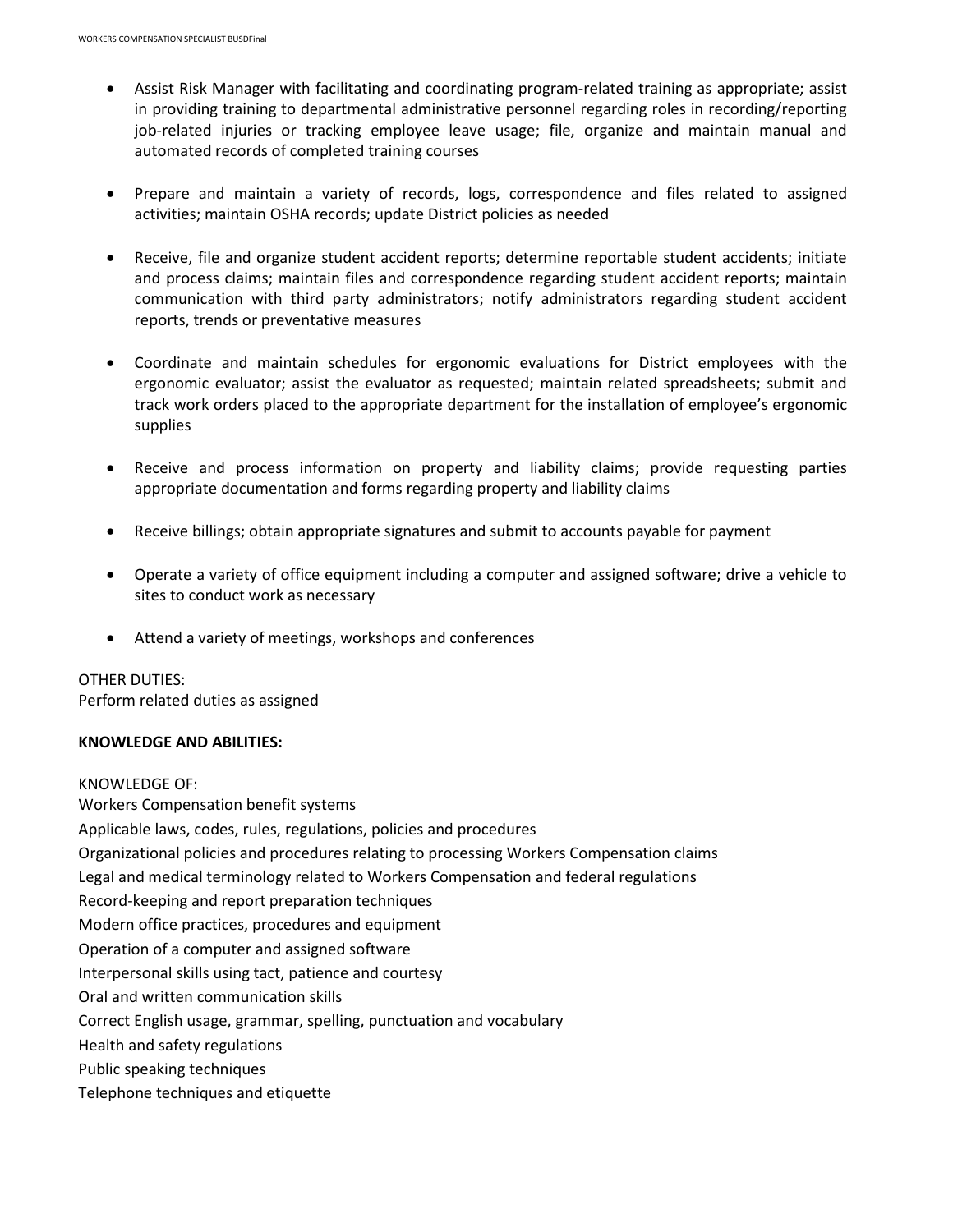- Assist Risk Manager with facilitating and coordinating program-related training as appropriate; assist in providing training to departmental administrative personnel regarding roles in recording/reporting job-related injuries or tracking employee leave usage; file, organize and maintain manual and automated records of completed training courses

- Prepare and maintain a variety of records, logs, correspondence and files related to assigned activities; maintain OSHA records; update District policies as needed

- Receive, file and organize student accident reports; determine reportable student accidents; initiate and process claims; maintain files and correspondence regarding student accident reports; maintain communication with third party administrators; notify administrators regarding student accident reports, trends or preventative measures

- Coordinate and maintain schedules for ergonomic evaluations for District employees with the ergonomic evaluator; assist the evaluator as requested; maintain related spreadsheets; submit and track work orders placed to the appropriate department for the installation of employee's ergonomic supplies

- Receive and process information on property and liability claims; provide requesting parties appropriate documentation and forms regarding property and liability claims

- Receive billings; obtain appropriate signatures and submit to accounts payable for payment

- Operate a variety of office equipment including a computer and assigned software; drive a vehicle to sites to conduct work as necessary

- Attend a variety of meetings, workshops and conferences

OTHER DUTIES:
Perform related duties as assigned

**KNOWLEDGE AND ABILITIES:**

KNOWLEDGE OF:
Workers Compensation benefit systems
Applicable laws, codes, rules, regulations, policies and procedures
Organizational policies and procedures relating to processing Workers Compensation claims
Legal and medical terminology related to Workers Compensation and federal regulations
Record-keeping and report preparation techniques
Modern office practices, procedures and equipment
Operation of a computer and assigned software
Interpersonal skills using tact, patience and courtesy
Oral and written communication skills
Correct English usage, grammar, spelling, punctuation and vocabulary
Health and safety regulations
Public speaking techniques
Telephone techniques and etiquette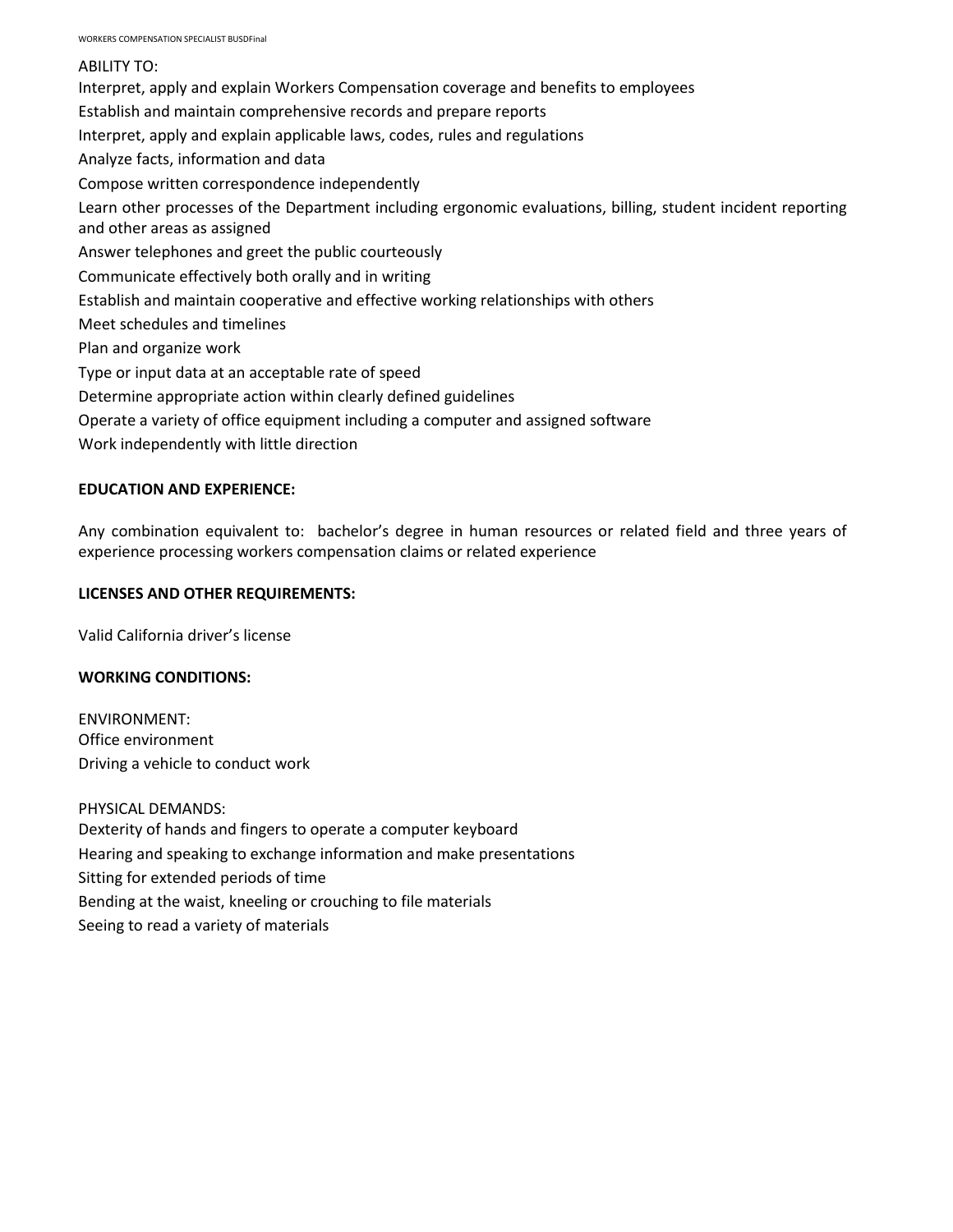ABILITY TO:

Interpret, apply and explain Workers Compensation coverage and benefits to employees
Establish and maintain comprehensive records and prepare reports
Interpret, apply and explain applicable laws, codes, rules and regulations
Analyze facts, information and data
Compose written correspondence independently
Learn other processes of the Department including ergonomic evaluations, billing, student incident reporting and other areas as assigned
Answer telephones and greet the public courteously
Communicate effectively both orally and in writing
Establish and maintain cooperative and effective working relationships with others
Meet schedules and timelines
Plan and organize work
Type or input data at an acceptable rate of speed
Determine appropriate action within clearly defined guidelines
Operate a variety of office equipment including a computer and assigned software
Work independently with little direction

**EDUCATION AND EXPERIENCE:**

Any combination equivalent to: bachelor's degree in human resources or related field and three years of experience processing workers compensation claims or related experience

**LICENSES AND OTHER REQUIREMENTS:**

Valid California driver's license

**WORKING CONDITIONS:**

ENVIRONMENT:
Office environment
Driving a vehicle to conduct work

PHYSICAL DEMANDS:
Dexterity of hands and fingers to operate a computer keyboard
Hearing and speaking to exchange information and make presentations
Sitting for extended periods of time
Bending at the waist, kneeling or crouching to file materials
Seeing to read a variety of materials